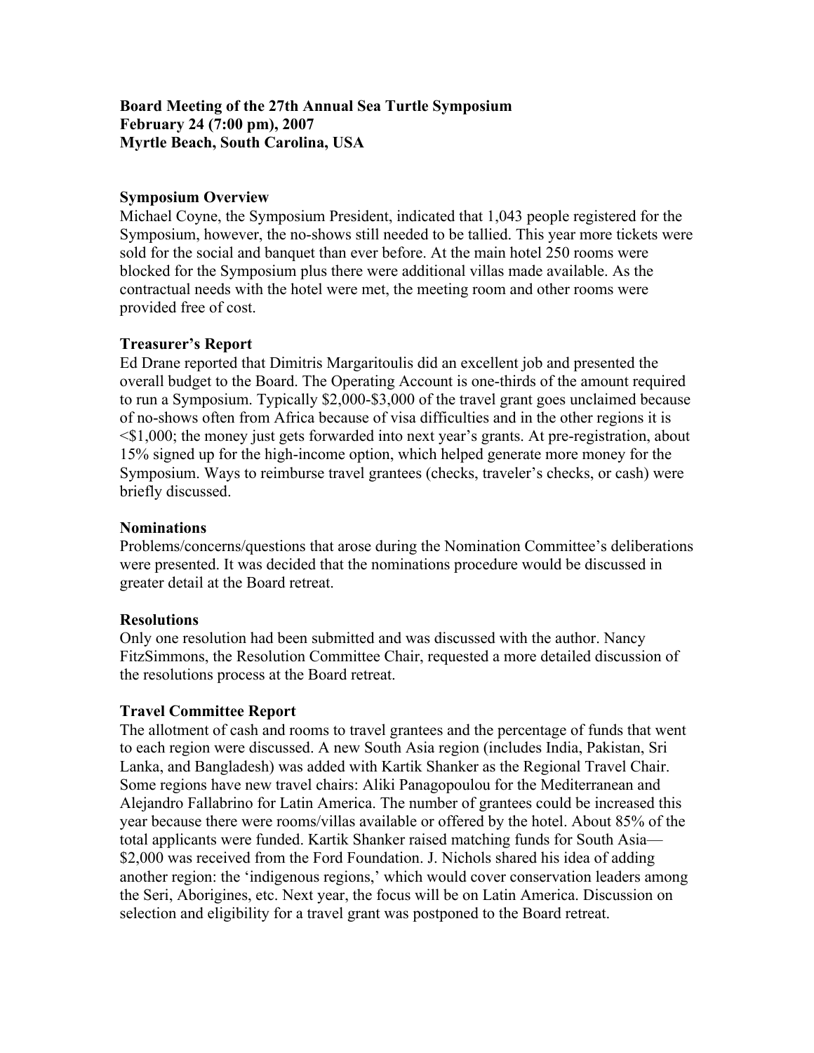**Board Meeting of the 27th Annual Sea Turtle Symposium**
**February 24 (7:00 pm), 2007**
**Myrtle Beach, South Carolina, USA**

**Symposium Overview**

Michael Coyne, the Symposium President, indicated that 1,043 people registered for the Symposium, however, the no-shows still needed to be tallied. This year more tickets were sold for the social and banquet than ever before. At the main hotel 250 rooms were blocked for the Symposium plus there were additional villas made available. As the contractual needs with the hotel were met, the meeting room and other rooms were provided free of cost.

**Treasurer's Report**

Ed Drane reported that Dimitris Margaritoulis did an excellent job and presented the overall budget to the Board. The Operating Account is one-thirds of the amount required to run a Symposium. Typically $2,000-$3,000 of the travel grant goes unclaimed because of no-shows often from Africa because of visa difficulties and in the other regions it is <$1,000; the money just gets forwarded into next year's grants. At pre-registration, about 15% signed up for the high-income option, which helped generate more money for the Symposium. Ways to reimburse travel grantees (checks, traveler's checks, or cash) were briefly discussed.

**Nominations**

Problems/concerns/questions that arose during the Nomination Committee's deliberations were presented. It was decided that the nominations procedure would be discussed in greater detail at the Board retreat.

**Resolutions**

Only one resolution had been submitted and was discussed with the author. Nancy FitzSimmons, the Resolution Committee Chair, requested a more detailed discussion of the resolutions process at the Board retreat.

**Travel Committee Report**

The allotment of cash and rooms to travel grantees and the percentage of funds that went to each region were discussed. A new South Asia region (includes India, Pakistan, Sri Lanka, and Bangladesh) was added with Kartik Shanker as the Regional Travel Chair. Some regions have new travel chairs: Aliki Panagopoulou for the Mediterranean and Alejandro Fallabrino for Latin America. The number of grantees could be increased this year because there were rooms/villas available or offered by the hotel. About 85% of the total applicants were funded. Kartik Shanker raised matching funds for South Asia—$2,000 was received from the Ford Foundation. J. Nichols shared his idea of adding another region: the 'indigenous regions,' which would cover conservation leaders among the Seri, Aborigines, etc. Next year, the focus will be on Latin America. Discussion on selection and eligibility for a travel grant was postponed to the Board retreat.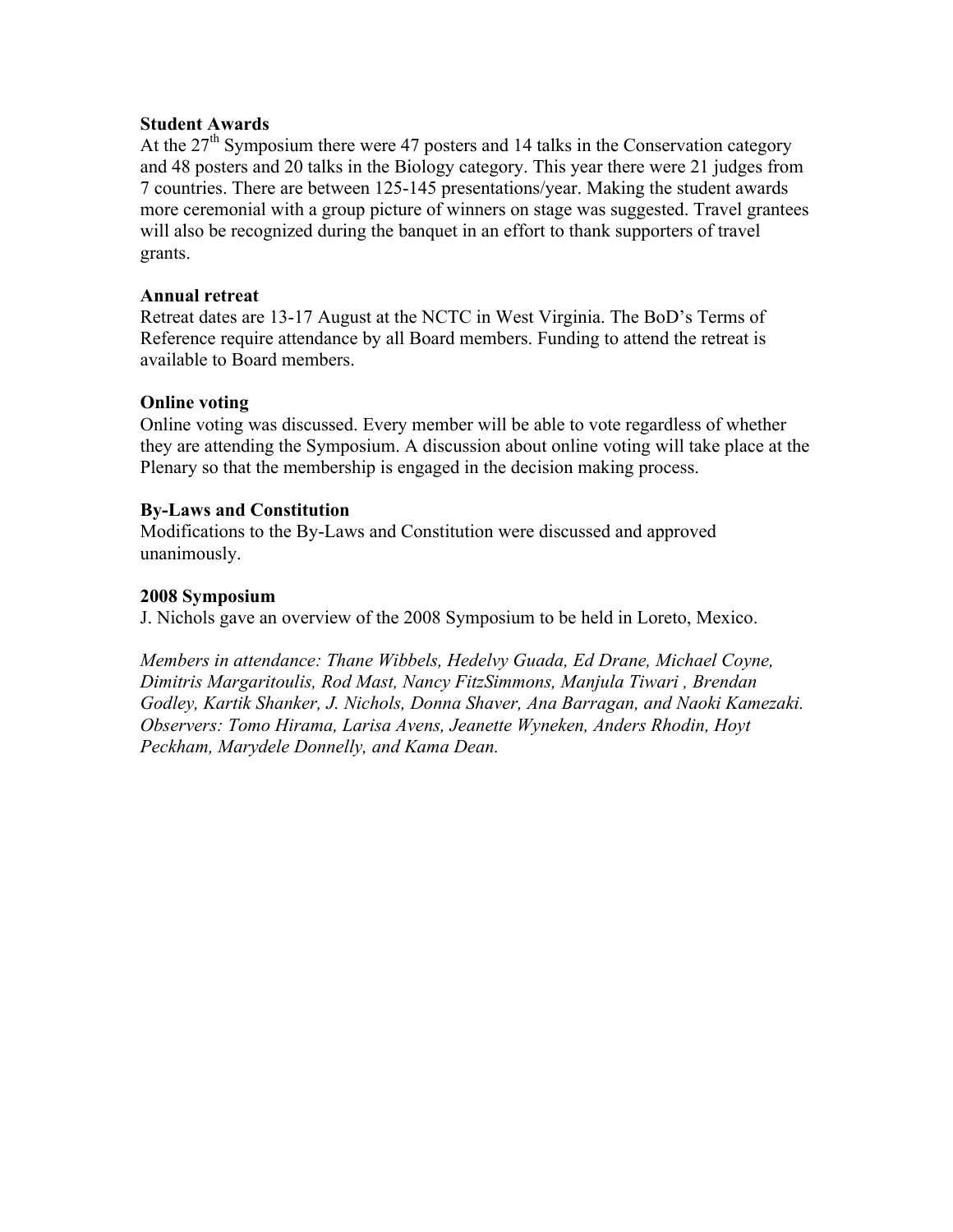**Student Awards**

At the 27th Symposium there were 47 posters and 14 talks in the Conservation category and 48 posters and 20 talks in the Biology category. This year there were 21 judges from 7 countries. There are between 125-145 presentations/year. Making the student awards more ceremonial with a group picture of winners on stage was suggested. Travel grantees will also be recognized during the banquet in an effort to thank supporters of travel grants.

**Annual retreat**

Retreat dates are 13-17 August at the NCTC in West Virginia. The BoD's Terms of Reference require attendance by all Board members. Funding to attend the retreat is available to Board members.

**Online voting**

Online voting was discussed. Every member will be able to vote regardless of whether they are attending the Symposium. A discussion about online voting will take place at the Plenary so that the membership is engaged in the decision making process.

**By-Laws and Constitution**

Modifications to the By-Laws and Constitution were discussed and approved unanimously.

**2008 Symposium**

J. Nichols gave an overview of the 2008 Symposium to be held in Loreto, Mexico.

*Members in attendance: Thane Wibbels, Hedelvy Guada, Ed Drane, Michael Coyne, Dimitris Margaritoulis, Rod Mast, Nancy FitzSimmons, Manjula Tiwari , Brendan Godley, Kartik Shanker, J. Nichols, Donna Shaver, Ana Barragan, and Naoki Kamezaki. Observers: Tomo Hirama, Larisa Avens, Jeanette Wyneken, Anders Rhodin, Hoyt Peckham, Marydele Donnelly, and Kama Dean.*